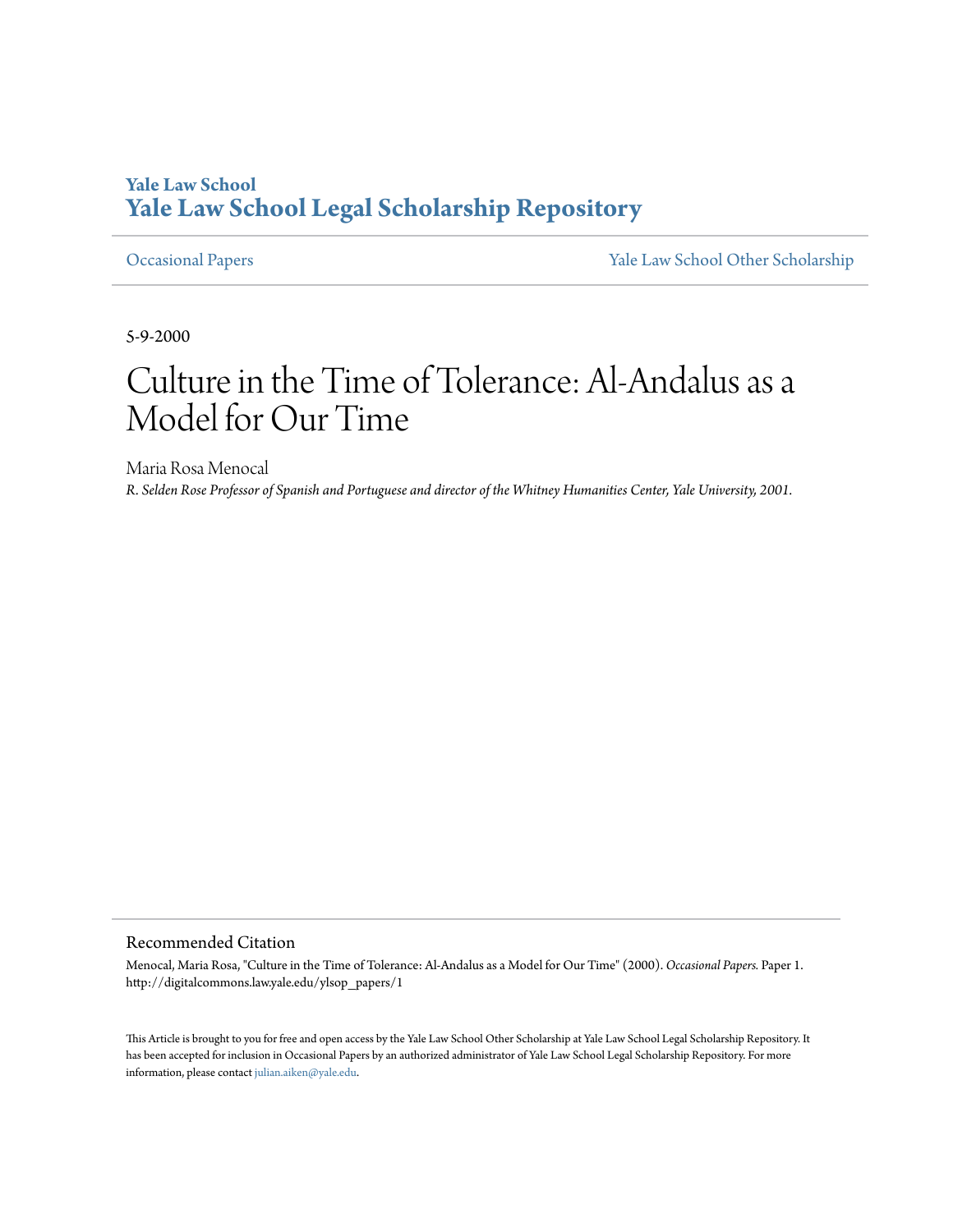Yale Law School
**Yale Law School Legal Scholarship Repository**

Occasional Papers | Yale Law School Other Scholarship

5-9-2000

# Culture in the Time of Tolerance: Al-Andalus as a Model for Our Time

Maria Rosa Menocal

*R. Selden Rose Professor of Spanish and Portuguese and director of the Whitney Humanities Center, Yale University, 2001.*

## Recommended Citation

Menocal, Maria Rosa, "Culture in the Time of Tolerance: Al-Andalus as a Model for Our Time" (2000). *Occasional Papers.* Paper 1. http://digitalcommons.law.yale.edu/ylsop_papers/1

This Article is brought to you for free and open access by the Yale Law School Other Scholarship at Yale Law School Legal Scholarship Repository. It has been accepted for inclusion in Occasional Papers by an authorized administrator of Yale Law School Legal Scholarship Repository. For more information, please contact julian.aiken@yale.edu.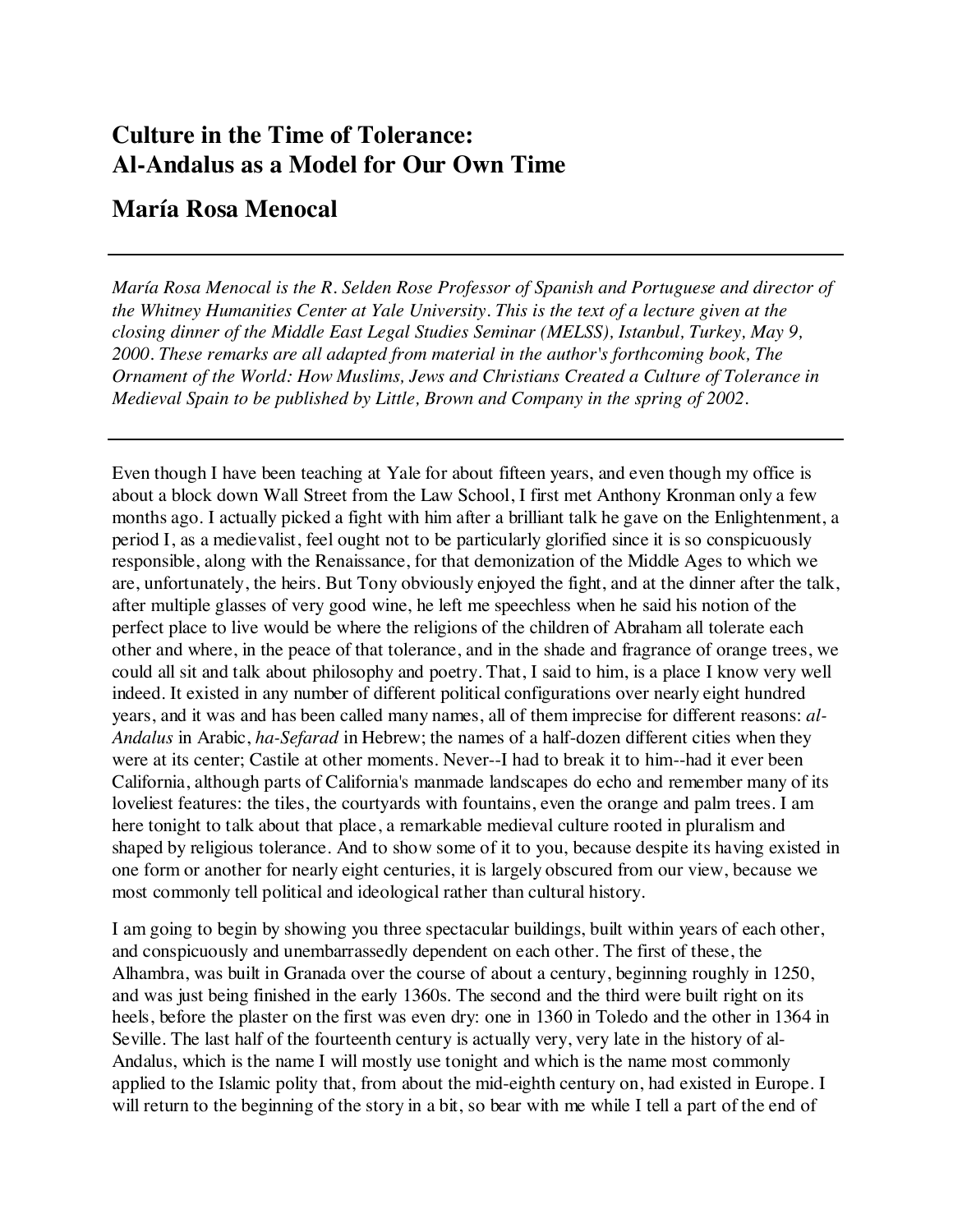# Culture in the Time of Tolerance: Al-Andalus as a Model for Our Own Time

## María Rosa Menocal

---

*María Rosa Menocal is the R. Selden Rose Professor of Spanish and Portuguese and director of the Whitney Humanities Center at Yale University. This is the text of a lecture given at the closing dinner of the Middle East Legal Studies Seminar (MELSS), Istanbul, Turkey, May 9, 2000. These remarks are all adapted from material in the author's forthcoming book, The Ornament of the World: How Muslims, Jews and Christians Created a Culture of Tolerance in Medieval Spain to be published by Little, Brown and Company in the spring of 2002.*

---

Even though I have been teaching at Yale for about fifteen years, and even though my office is about a block down Wall Street from the Law School, I first met Anthony Kronman only a few months ago. I actually picked a fight with him after a brilliant talk he gave on the Enlightenment, a period I, as a medievalist, feel ought not to be particularly glorified since it is so conspicuously responsible, along with the Renaissance, for that demonization of the Middle Ages to which we are, unfortunately, the heirs. But Tony obviously enjoyed the fight, and at the dinner after the talk, after multiple glasses of very good wine, he left me speechless when he said his notion of the perfect place to live would be where the religions of the children of Abraham all tolerate each other and where, in the peace of that tolerance, and in the shade and fragrance of orange trees, we could all sit and talk about philosophy and poetry. That, I said to him, is a place I know very well indeed. It existed in any number of different political configurations over nearly eight hundred years, and it was and has been called many names, all of them imprecise for different reasons: *al-Andalus* in Arabic, *ha-Sefarad* in Hebrew; the names of a half-dozen different cities when they were at its center; Castile at other moments. Never--I had to break it to him--had it ever been California, although parts of California's manmade landscapes do echo and remember many of its loveliest features: the tiles, the courtyards with fountains, even the orange and palm trees. I am here tonight to talk about that place, a remarkable medieval culture rooted in pluralism and shaped by religious tolerance. And to show some of it to you, because despite its having existed in one form or another for nearly eight centuries, it is largely obscured from our view, because we most commonly tell political and ideological rather than cultural history.

I am going to begin by showing you three spectacular buildings, built within years of each other, and conspicuously and unembarrassedly dependent on each other. The first of these, the Alhambra, was built in Granada over the course of about a century, beginning roughly in 1250, and was just being finished in the early 1360s. The second and the third were built right on its heels, before the plaster on the first was even dry: one in 1360 in Toledo and the other in 1364 in Seville. The last half of the fourteenth century is actually very, very late in the history of al-Andalus, which is the name I will mostly use tonight and which is the name most commonly applied to the Islamic polity that, from about the mid-eighth century on, had existed in Europe. I will return to the beginning of the story in a bit, so bear with me while I tell a part of the end of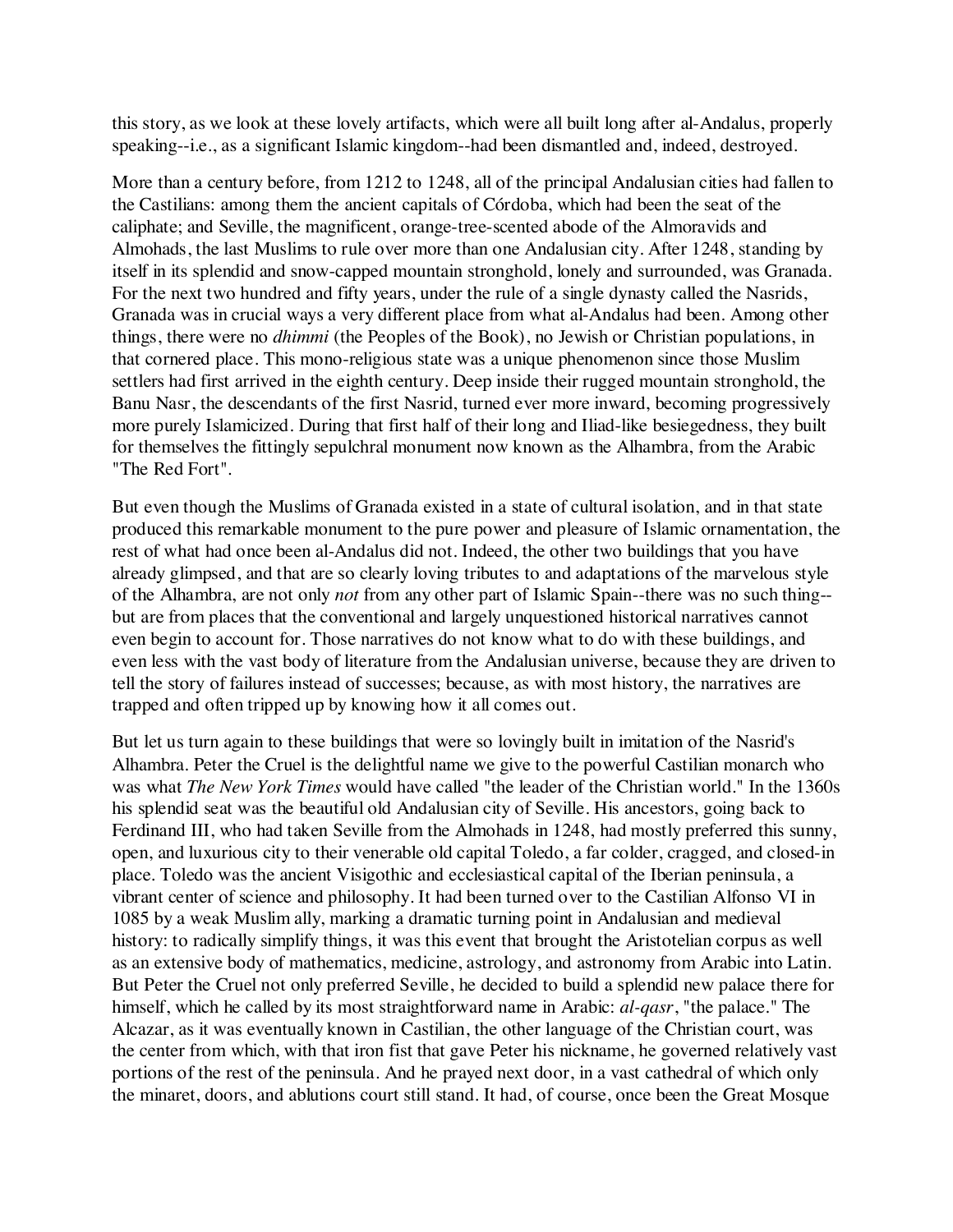this story, as we look at these lovely artifacts, which were all built long after al-Andalus, properly speaking--i.e., as a significant Islamic kingdom--had been dismantled and, indeed, destroyed.

More than a century before, from 1212 to 1248, all of the principal Andalusian cities had fallen to the Castilians: among them the ancient capitals of Córdoba, which had been the seat of the caliphate; and Seville, the magnificent, orange-tree-scented abode of the Almoravids and Almohads, the last Muslims to rule over more than one Andalusian city. After 1248, standing by itself in its splendid and snow-capped mountain stronghold, lonely and surrounded, was Granada. For the next two hundred and fifty years, under the rule of a single dynasty called the Nasrids, Granada was in crucial ways a very different place from what al-Andalus had been. Among other things, there were no *dhimmi* (the Peoples of the Book), no Jewish or Christian populations, in that cornered place. This mono-religious state was a unique phenomenon since those Muslim settlers had first arrived in the eighth century. Deep inside their rugged mountain stronghold, the Banu Nasr, the descendants of the first Nasrid, turned ever more inward, becoming progressively more purely Islamicized. During that first half of their long and Iliad-like besiegedness, they built for themselves the fittingly sepulchral monument now known as the Alhambra, from the Arabic "The Red Fort".

But even though the Muslims of Granada existed in a state of cultural isolation, and in that state produced this remarkable monument to the pure power and pleasure of Islamic ornamentation, the rest of what had once been al-Andalus did not. Indeed, the other two buildings that you have already glimpsed, and that are so clearly loving tributes to and adaptations of the marvelous style of the Alhambra, are not only *not* from any other part of Islamic Spain--there was no such thing--but are from places that the conventional and largely unquestioned historical narratives cannot even begin to account for. Those narratives do not know what to do with these buildings, and even less with the vast body of literature from the Andalusian universe, because they are driven to tell the story of failures instead of successes; because, as with most history, the narratives are trapped and often tripped up by knowing how it all comes out.

But let us turn again to these buildings that were so lovingly built in imitation of the Nasrid's Alhambra. Peter the Cruel is the delightful name we give to the powerful Castilian monarch who was what *The New York Times* would have called "the leader of the Christian world." In the 1360s his splendid seat was the beautiful old Andalusian city of Seville. His ancestors, going back to Ferdinand III, who had taken Seville from the Almohads in 1248, had mostly preferred this sunny, open, and luxurious city to their venerable old capital Toledo, a far colder, cragged, and closed-in place. Toledo was the ancient Visigothic and ecclesiastical capital of the Iberian peninsula, a vibrant center of science and philosophy. It had been turned over to the Castilian Alfonso VI in 1085 by a weak Muslim ally, marking a dramatic turning point in Andalusian and medieval history: to radically simplify things, it was this event that brought the Aristotelian corpus as well as an extensive body of mathematics, medicine, astrology, and astronomy from Arabic into Latin. But Peter the Cruel not only preferred Seville, he decided to build a splendid new palace there for himself, which he called by its most straightforward name in Arabic: *al-qasr*, "the palace." The Alcazar, as it was eventually known in Castilian, the other language of the Christian court, was the center from which, with that iron fist that gave Peter his nickname, he governed relatively vast portions of the rest of the peninsula. And he prayed next door, in a vast cathedral of which only the minaret, doors, and ablutions court still stand. It had, of course, once been the Great Mosque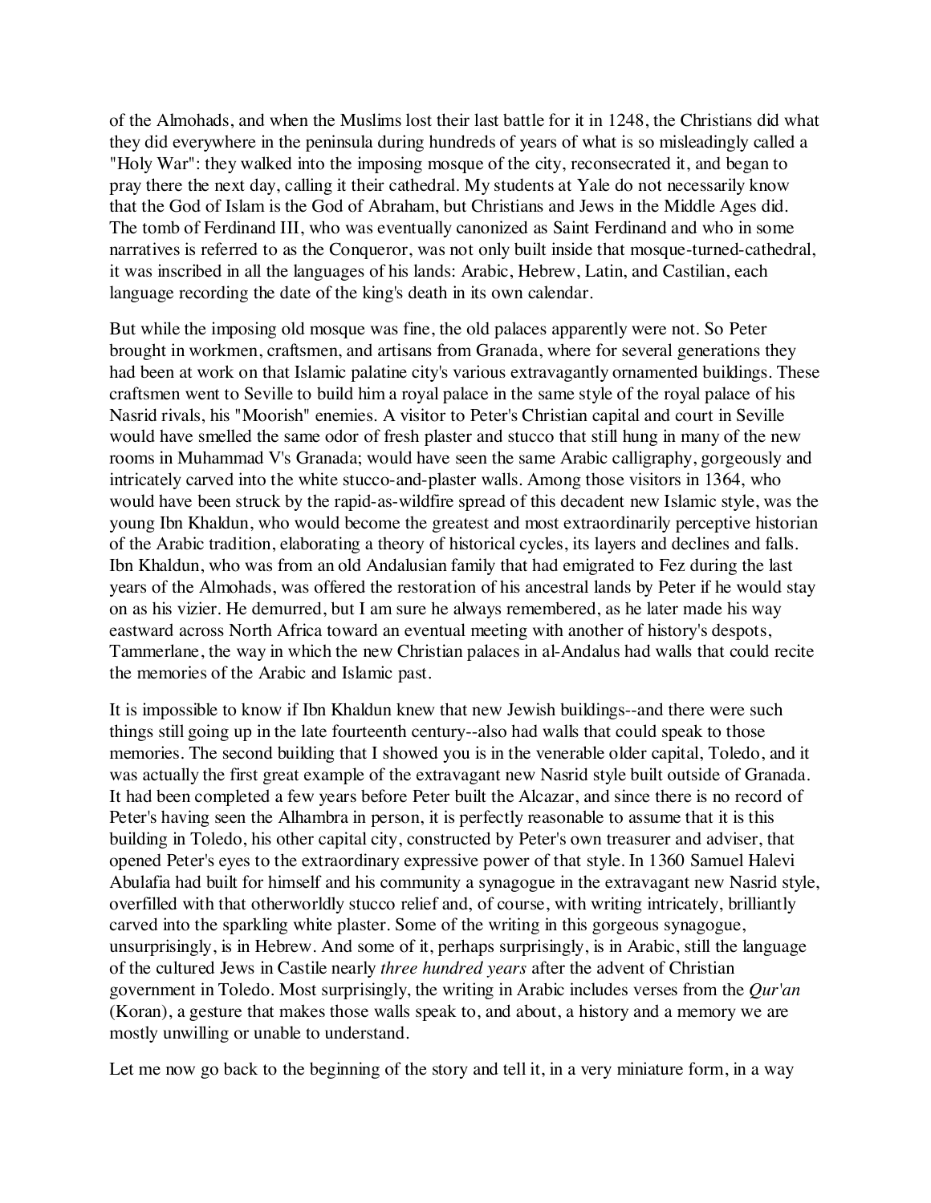of the Almohads, and when the Muslims lost their last battle for it in 1248, the Christians did what they did everywhere in the peninsula during hundreds of years of what is so misleadingly called a "Holy War": they walked into the imposing mosque of the city, reconsecrated it, and began to pray there the next day, calling it their cathedral. My students at Yale do not necessarily know that the God of Islam is the God of Abraham, but Christians and Jews in the Middle Ages did. The tomb of Ferdinand III, who was eventually canonized as Saint Ferdinand and who in some narratives is referred to as the Conqueror, was not only built inside that mosque-turned-cathedral, it was inscribed in all the languages of his lands: Arabic, Hebrew, Latin, and Castilian, each language recording the date of the king's death in its own calendar.

But while the imposing old mosque was fine, the old palaces apparently were not. So Peter brought in workmen, craftsmen, and artisans from Granada, where for several generations they had been at work on that Islamic palatine city's various extravagantly ornamented buildings. These craftsmen went to Seville to build him a royal palace in the same style of the royal palace of his Nasrid rivals, his "Moorish" enemies. A visitor to Peter's Christian capital and court in Seville would have smelled the same odor of fresh plaster and stucco that still hung in many of the new rooms in Muhammad V's Granada; would have seen the same Arabic calligraphy, gorgeously and intricately carved into the white stucco-and-plaster walls. Among those visitors in 1364, who would have been struck by the rapid-as-wildfire spread of this decadent new Islamic style, was the young Ibn Khaldun, who would become the greatest and most extraordinarily perceptive historian of the Arabic tradition, elaborating a theory of historical cycles, its layers and declines and falls. Ibn Khaldun, who was from an old Andalusian family that had emigrated to Fez during the last years of the Almohads, was offered the restoration of his ancestral lands by Peter if he would stay on as his vizier. He demurred, but I am sure he always remembered, as he later made his way eastward across North Africa toward an eventual meeting with another of history's despots, Tammerlane, the way in which the new Christian palaces in al-Andalus had walls that could recite the memories of the Arabic and Islamic past.

It is impossible to know if Ibn Khaldun knew that new Jewish buildings--and there were such things still going up in the late fourteenth century--also had walls that could speak to those memories. The second building that I showed you is in the venerable older capital, Toledo, and it was actually the first great example of the extravagant new Nasrid style built outside of Granada. It had been completed a few years before Peter built the Alcazar, and since there is no record of Peter's having seen the Alhambra in person, it is perfectly reasonable to assume that it is this building in Toledo, his other capital city, constructed by Peter's own treasurer and adviser, that opened Peter's eyes to the extraordinary expressive power of that style. In 1360 Samuel Halevi Abulafia had built for himself and his community a synagogue in the extravagant new Nasrid style, overfilled with that otherworldly stucco relief and, of course, with writing intricately, brilliantly carved into the sparkling white plaster. Some of the writing in this gorgeous synagogue, unsurprisingly, is in Hebrew. And some of it, perhaps surprisingly, is in Arabic, still the language of the cultured Jews in Castile nearly *three hundred years* after the advent of Christian government in Toledo. Most surprisingly, the writing in Arabic includes verses from the *Qur'an* (Koran), a gesture that makes those walls speak to, and about, a history and a memory we are mostly unwilling or unable to understand.

Let me now go back to the beginning of the story and tell it, in a very miniature form, in a way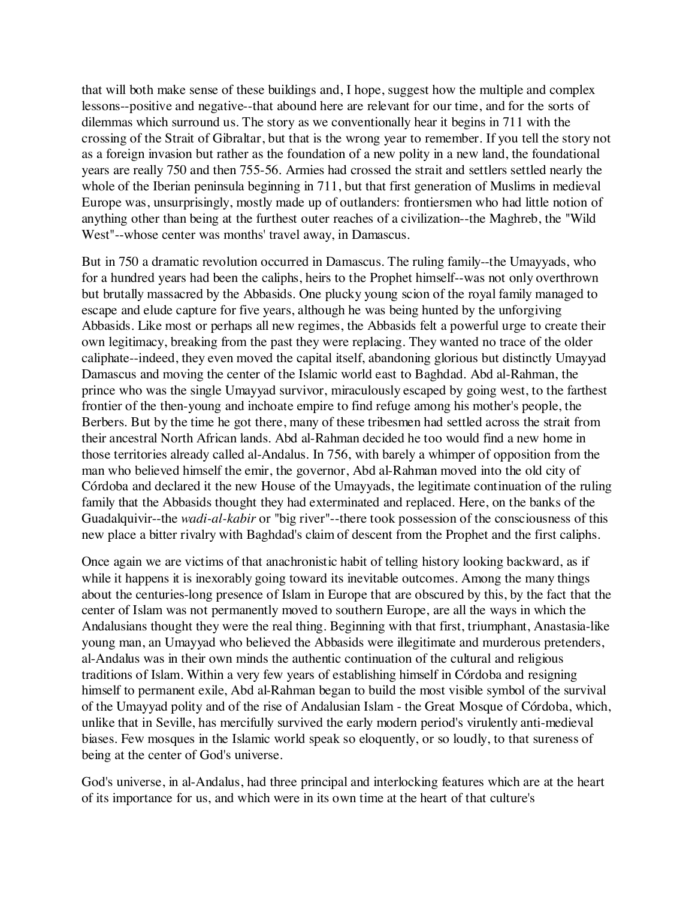that will both make sense of these buildings and, I hope, suggest how the multiple and complex lessons--positive and negative--that abound here are relevant for our time, and for the sorts of dilemmas which surround us. The story as we conventionally hear it begins in 711 with the crossing of the Strait of Gibraltar, but that is the wrong year to remember. If you tell the story not as a foreign invasion but rather as the foundation of a new polity in a new land, the foundational years are really 750 and then 755-56. Armies had crossed the strait and settlers settled nearly the whole of the Iberian peninsula beginning in 711, but that first generation of Muslims in medieval Europe was, unsurprisingly, mostly made up of outlanders: frontiersmen who had little notion of anything other than being at the furthest outer reaches of a civilization--the Maghreb, the "Wild West"--whose center was months' travel away, in Damascus.

But in 750 a dramatic revolution occurred in Damascus. The ruling family--the Umayyads, who for a hundred years had been the caliphs, heirs to the Prophet himself--was not only overthrown but brutally massacred by the Abbasids. One plucky young scion of the royal family managed to escape and elude capture for five years, although he was being hunted by the unforgiving Abbasids. Like most or perhaps all new regimes, the Abbasids felt a powerful urge to create their own legitimacy, breaking from the past they were replacing. They wanted no trace of the older caliphate--indeed, they even moved the capital itself, abandoning glorious but distinctly Umayyad Damascus and moving the center of the Islamic world east to Baghdad. Abd al-Rahman, the prince who was the single Umayyad survivor, miraculously escaped by going west, to the farthest frontier of the then-young and inchoate empire to find refuge among his mother's people, the Berbers. But by the time he got there, many of these tribesmen had settled across the strait from their ancestral North African lands. Abd al-Rahman decided he too would find a new home in those territories already called al-Andalus. In 756, with barely a whimper of opposition from the man who believed himself the emir, the governor, Abd al-Rahman moved into the old city of Córdoba and declared it the new House of the Umayyads, the legitimate continuation of the ruling family that the Abbasids thought they had exterminated and replaced. Here, on the banks of the Guadalquivir--the *wadi-al-kabir* or "big river"--there took possession of the consciousness of this new place a bitter rivalry with Baghdad's claim of descent from the Prophet and the first caliphs.

Once again we are victims of that anachronistic habit of telling history looking backward, as if while it happens it is inexorably going toward its inevitable outcomes. Among the many things about the centuries-long presence of Islam in Europe that are obscured by this, by the fact that the center of Islam was not permanently moved to southern Europe, are all the ways in which the Andalusians thought they were the real thing. Beginning with that first, triumphant, Anastasia-like young man, an Umayyad who believed the Abbasids were illegitimate and murderous pretenders, al-Andalus was in their own minds the authentic continuation of the cultural and religious traditions of Islam. Within a very few years of establishing himself in Córdoba and resigning himself to permanent exile, Abd al-Rahman began to build the most visible symbol of the survival of the Umayyad polity and of the rise of Andalusian Islam - the Great Mosque of Córdoba, which, unlike that in Seville, has mercifully survived the early modern period's virulently anti-medieval biases. Few mosques in the Islamic world speak so eloquently, or so loudly, to that sureness of being at the center of God's universe.

God's universe, in al-Andalus, had three principal and interlocking features which are at the heart of its importance for us, and which were in its own time at the heart of that culture's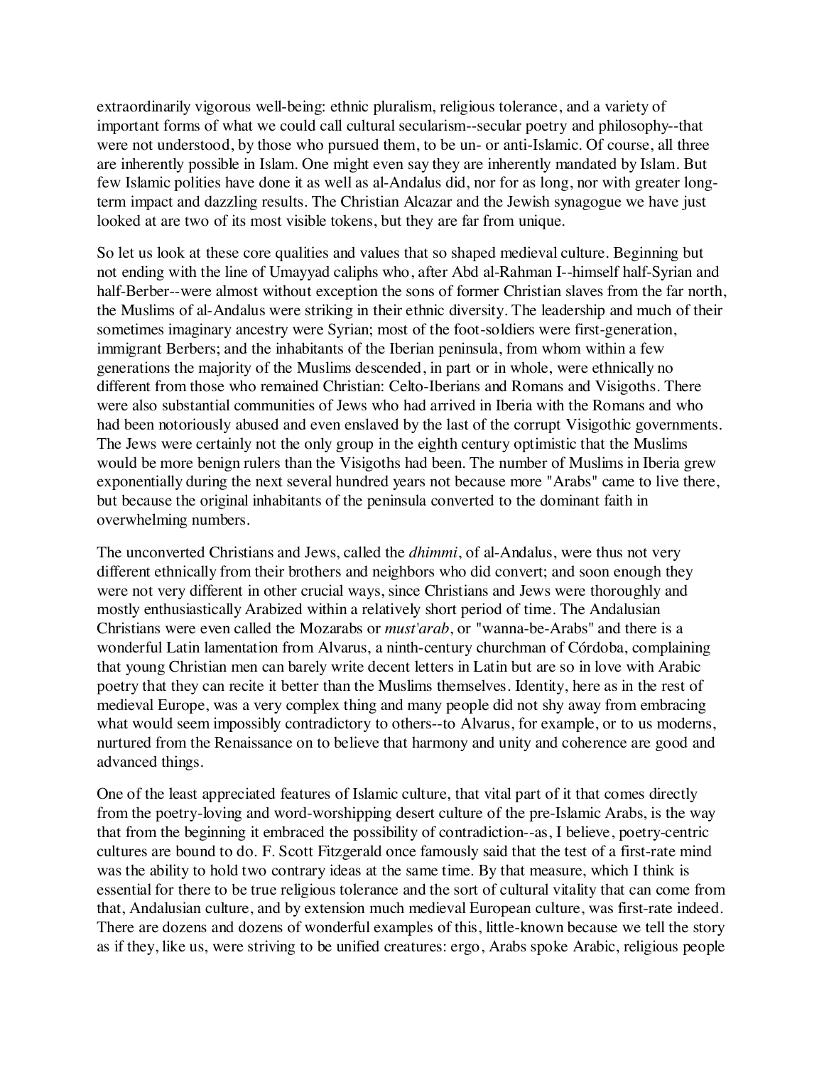extraordinarily vigorous well-being: ethnic pluralism, religious tolerance, and a variety of important forms of what we could call cultural secularism--secular poetry and philosophy--that were not understood, by those who pursued them, to be un- or anti-Islamic. Of course, all three are inherently possible in Islam. One might even say they are inherently mandated by Islam. But few Islamic polities have done it as well as al-Andalus did, nor for as long, nor with greater long-term impact and dazzling results. The Christian Alcazar and the Jewish synagogue we have just looked at are two of its most visible tokens, but they are far from unique.

So let us look at these core qualities and values that so shaped medieval culture. Beginning but not ending with the line of Umayyad caliphs who, after Abd al-Rahman I--himself half-Syrian and half-Berber--were almost without exception the sons of former Christian slaves from the far north, the Muslims of al-Andalus were striking in their ethnic diversity. The leadership and much of their sometimes imaginary ancestry were Syrian; most of the foot-soldiers were first-generation, immigrant Berbers; and the inhabitants of the Iberian peninsula, from whom within a few generations the majority of the Muslims descended, in part or in whole, were ethnically no different from those who remained Christian: Celto-Iberians and Romans and Visigoths. There were also substantial communities of Jews who had arrived in Iberia with the Romans and who had been notoriously abused and even enslaved by the last of the corrupt Visigothic governments. The Jews were certainly not the only group in the eighth century optimistic that the Muslims would be more benign rulers than the Visigoths had been. The number of Muslims in Iberia grew exponentially during the next several hundred years not because more "Arabs" came to live there, but because the original inhabitants of the peninsula converted to the dominant faith in overwhelming numbers.

The unconverted Christians and Jews, called the *dhimmi*, of al-Andalus, were thus not very different ethnically from their brothers and neighbors who did convert; and soon enough they were not very different in other crucial ways, since Christians and Jews were thoroughly and mostly enthusiastically Arabized within a relatively short period of time. The Andalusian Christians were even called the Mozarabs or *must'arab*, or "wanna-be-Arabs" and there is a wonderful Latin lamentation from Alvarus, a ninth-century churchman of Córdoba, complaining that young Christian men can barely write decent letters in Latin but are so in love with Arabic poetry that they can recite it better than the Muslims themselves. Identity, here as in the rest of medieval Europe, was a very complex thing and many people did not shy away from embracing what would seem impossibly contradictory to others--to Alvarus, for example, or to us moderns, nurtured from the Renaissance on to believe that harmony and unity and coherence are good and advanced things.

One of the least appreciated features of Islamic culture, that vital part of it that comes directly from the poetry-loving and word-worshipping desert culture of the pre-Islamic Arabs, is the way that from the beginning it embraced the possibility of contradiction--as, I believe, poetry-centric cultures are bound to do. F. Scott Fitzgerald once famously said that the test of a first-rate mind was the ability to hold two contrary ideas at the same time. By that measure, which I think is essential for there to be true religious tolerance and the sort of cultural vitality that can come from that, Andalusian culture, and by extension much medieval European culture, was first-rate indeed. There are dozens and dozens of wonderful examples of this, little-known because we tell the story as if they, like us, were striving to be unified creatures: ergo, Arabs spoke Arabic, religious people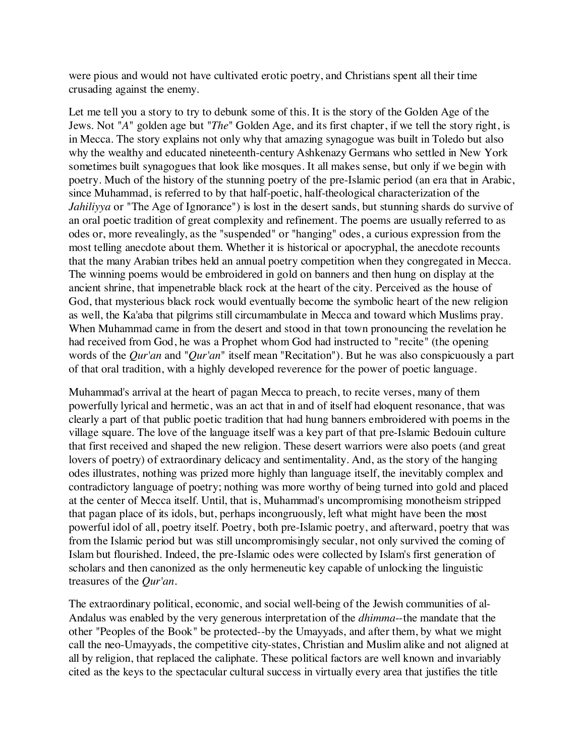were pious and would not have cultivated erotic poetry, and Christians spent all their time crusading against the enemy.

Let me tell you a story to try to debunk some of this. It is the story of the Golden Age of the Jews. Not "*A*" golden age but "*The*" Golden Age, and its first chapter, if we tell the story right, is in Mecca. The story explains not only why that amazing synagogue was built in Toledo but also why the wealthy and educated nineteenth-century Ashkenazy Germans who settled in New York sometimes built synagogues that look like mosques. It all makes sense, but only if we begin with poetry. Much of the history of the stunning poetry of the pre-Islamic period (an era that in Arabic, since Muhammad, is referred to by that half-poetic, half-theological characterization of the *Jahiliyya* or "The Age of Ignorance") is lost in the desert sands, but stunning shards do survive of an oral poetic tradition of great complexity and refinement. The poems are usually referred to as odes or, more revealingly, as the "suspended" or "hanging" odes, a curious expression from the most telling anecdote about them. Whether it is historical or apocryphal, the anecdote recounts that the many Arabian tribes held an annual poetry competition when they congregated in Mecca. The winning poems would be embroidered in gold on banners and then hung on display at the ancient shrine, that impenetrable black rock at the heart of the city. Perceived as the house of God, that mysterious black rock would eventually become the symbolic heart of the new religion as well, the Ka'aba that pilgrims still circumambulate in Mecca and toward which Muslims pray. When Muhammad came in from the desert and stood in that town pronouncing the revelation he had received from God, he was a Prophet whom God had instructed to "recite" (the opening words of the *Qur'an* and "*Qur'an*" itself mean "Recitation"). But he was also conspicuously a part of that oral tradition, with a highly developed reverence for the power of poetic language.

Muhammad's arrival at the heart of pagan Mecca to preach, to recite verses, many of them powerfully lyrical and hermetic, was an act that in and of itself had eloquent resonance, that was clearly a part of that public poetic tradition that had hung banners embroidered with poems in the village square. The love of the language itself was a key part of that pre-Islamic Bedouin culture that first received and shaped the new religion. These desert warriors were also poets (and great lovers of poetry) of extraordinary delicacy and sentimentality. And, as the story of the hanging odes illustrates, nothing was prized more highly than language itself, the inevitably complex and contradictory language of poetry; nothing was more worthy of being turned into gold and placed at the center of Mecca itself. Until, that is, Muhammad's uncompromising monotheism stripped that pagan place of its idols, but, perhaps incongruously, left what might have been the most powerful idol of all, poetry itself. Poetry, both pre-Islamic poetry, and afterward, poetry that was from the Islamic period but was still uncompromisingly secular, not only survived the coming of Islam but flourished. Indeed, the pre-Islamic odes were collected by Islam's first generation of scholars and then canonized as the only hermeneutic key capable of unlocking the linguistic treasures of the *Qur'an*.

The extraordinary political, economic, and social well-being of the Jewish communities of al-Andalus was enabled by the very generous interpretation of the *dhimma*--the mandate that the other "Peoples of the Book" be protected--by the Umayyads, and after them, by what we might call the neo-Umayyads, the competitive city-states, Christian and Muslim alike and not aligned at all by religion, that replaced the caliphate. These political factors are well known and invariably cited as the keys to the spectacular cultural success in virtually every area that justifies the title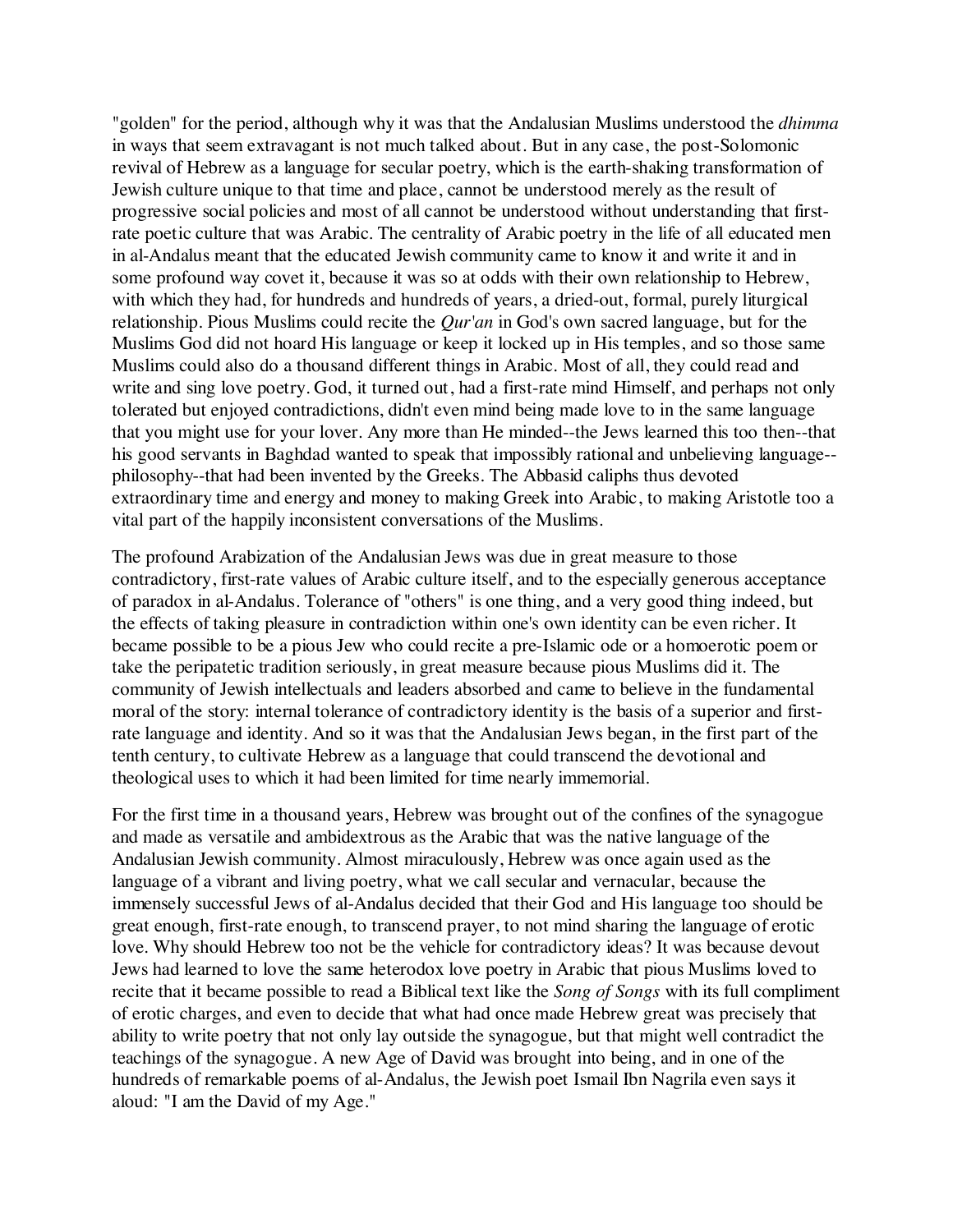"golden" for the period, although why it was that the Andalusian Muslims understood the *dhimma* in ways that seem extravagant is not much talked about. But in any case, the post-Solomonic revival of Hebrew as a language for secular poetry, which is the earth-shaking transformation of Jewish culture unique to that time and place, cannot be understood merely as the result of progressive social policies and most of all cannot be understood without understanding that first-rate poetic culture that was Arabic. The centrality of Arabic poetry in the life of all educated men in al-Andalus meant that the educated Jewish community came to know it and write it and in some profound way covet it, because it was so at odds with their own relationship to Hebrew, with which they had, for hundreds and hundreds of years, a dried-out, formal, purely liturgical relationship. Pious Muslims could recite the *Qur'an* in God's own sacred language, but for the Muslims God did not hoard His language or keep it locked up in His temples, and so those same Muslims could also do a thousand different things in Arabic. Most of all, they could read and write and sing love poetry. God, it turned out, had a first-rate mind Himself, and perhaps not only tolerated but enjoyed contradictions, didn't even mind being made love to in the same language that you might use for your lover. Any more than He minded--the Jews learned this too then--that his good servants in Baghdad wanted to speak that impossibly rational and unbelieving language--philosophy--that had been invented by the Greeks. The Abbasid caliphs thus devoted extraordinary time and energy and money to making Greek into Arabic, to making Aristotle too a vital part of the happily inconsistent conversations of the Muslims.

The profound Arabization of the Andalusian Jews was due in great measure to those contradictory, first-rate values of Arabic culture itself, and to the especially generous acceptance of paradox in al-Andalus. Tolerance of "others" is one thing, and a very good thing indeed, but the effects of taking pleasure in contradiction within one's own identity can be even richer. It became possible to be a pious Jew who could recite a pre-Islamic ode or a homoerotic poem or take the peripatetic tradition seriously, in great measure because pious Muslims did it. The community of Jewish intellectuals and leaders absorbed and came to believe in the fundamental moral of the story: internal tolerance of contradictory identity is the basis of a superior and first-rate language and identity. And so it was that the Andalusian Jews began, in the first part of the tenth century, to cultivate Hebrew as a language that could transcend the devotional and theological uses to which it had been limited for time nearly immemorial.

For the first time in a thousand years, Hebrew was brought out of the confines of the synagogue and made as versatile and ambidextrous as the Arabic that was the native language of the Andalusian Jewish community. Almost miraculously, Hebrew was once again used as the language of a vibrant and living poetry, what we call secular and vernacular, because the immensely successful Jews of al-Andalus decided that their God and His language too should be great enough, first-rate enough, to transcend prayer, to not mind sharing the language of erotic love. Why should Hebrew too not be the vehicle for contradictory ideas? It was because devout Jews had learned to love the same heterodox love poetry in Arabic that pious Muslims loved to recite that it became possible to read a Biblical text like the *Song of Songs* with its full compliment of erotic charges, and even to decide that what had once made Hebrew great was precisely that ability to write poetry that not only lay outside the synagogue, but that might well contradict the teachings of the synagogue. A new Age of David was brought into being, and in one of the hundreds of remarkable poems of al-Andalus, the Jewish poet Ismail Ibn Nagrila even says it aloud: "I am the David of my Age."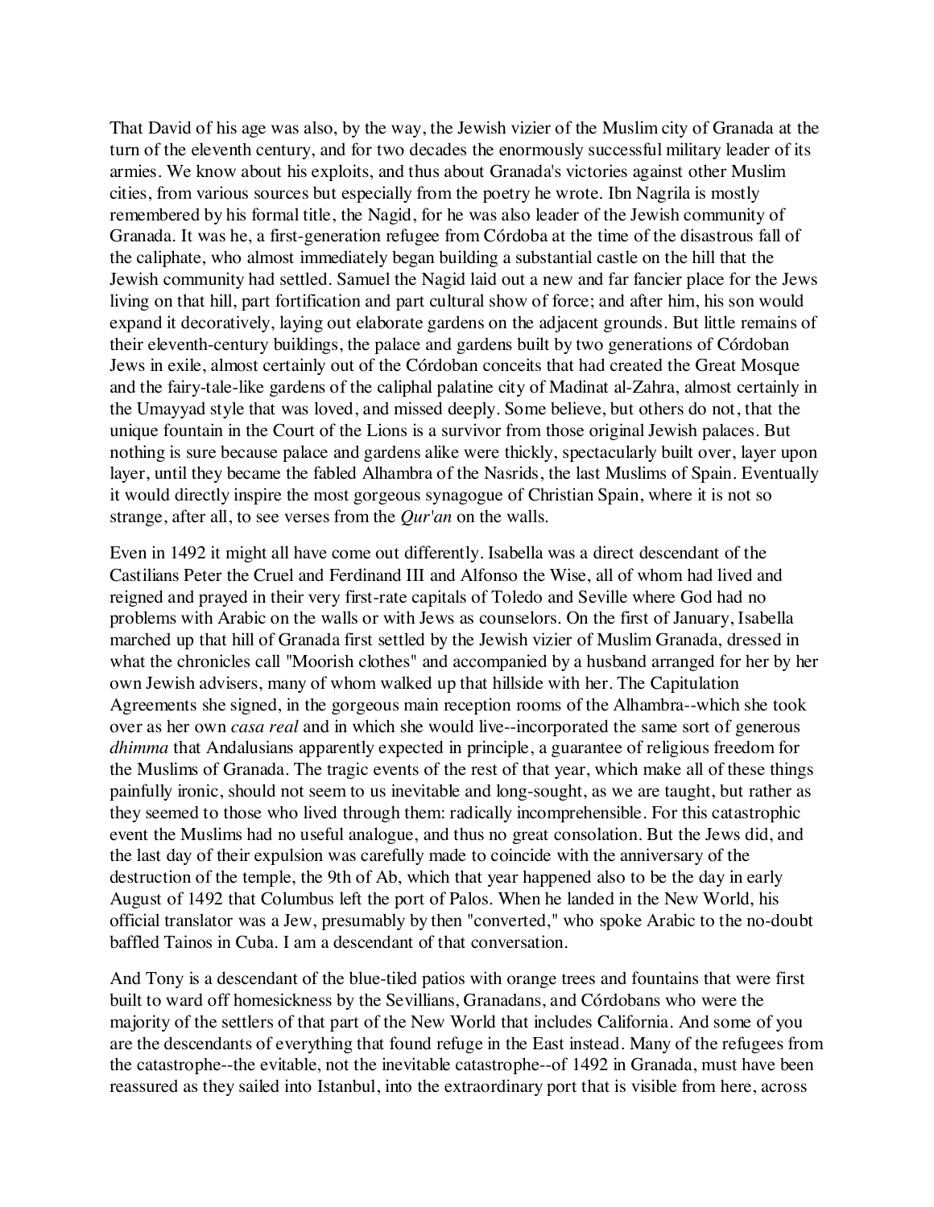That David of his age was also, by the way, the Jewish vizier of the Muslim city of Granada at the turn of the eleventh century, and for two decades the enormously successful military leader of its armies. We know about his exploits, and thus about Granada's victories against other Muslim cities, from various sources but especially from the poetry he wrote. Ibn Nagrila is mostly remembered by his formal title, the Nagid, for he was also leader of the Jewish community of Granada. It was he, a first-generation refugee from Córdoba at the time of the disastrous fall of the caliphate, who almost immediately began building a substantial castle on the hill that the Jewish community had settled. Samuel the Nagid laid out a new and far fancier place for the Jews living on that hill, part fortification and part cultural show of force; and after him, his son would expand it decoratively, laying out elaborate gardens on the adjacent grounds. But little remains of their eleventh-century buildings, the palace and gardens built by two generations of Córdoban Jews in exile, almost certainly out of the Córdoban conceits that had created the Great Mosque and the fairy-tale-like gardens of the caliphal palatine city of Madinat al-Zahra, almost certainly in the Umayyad style that was loved, and missed deeply. Some believe, but others do not, that the unique fountain in the Court of the Lions is a survivor from those original Jewish palaces. But nothing is sure because palace and gardens alike were thickly, spectacularly built over, layer upon layer, until they became the fabled Alhambra of the Nasrids, the last Muslims of Spain. Eventually it would directly inspire the most gorgeous synagogue of Christian Spain, where it is not so strange, after all, to see verses from the *Qur'an* on the walls.

Even in 1492 it might all have come out differently. Isabella was a direct descendant of the Castilians Peter the Cruel and Ferdinand III and Alfonso the Wise, all of whom had lived and reigned and prayed in their very first-rate capitals of Toledo and Seville where God had no problems with Arabic on the walls or with Jews as counselors. On the first of January, Isabella marched up that hill of Granada first settled by the Jewish vizier of Muslim Granada, dressed in what the chronicles call "Moorish clothes" and accompanied by a husband arranged for her by her own Jewish advisers, many of whom walked up that hillside with her. The Capitulation Agreements she signed, in the gorgeous main reception rooms of the Alhambra--which she took over as her own *casa real* and in which she would live--incorporated the same sort of generous *dhimma* that Andalusians apparently expected in principle, a guarantee of religious freedom for the Muslims of Granada. The tragic events of the rest of that year, which make all of these things painfully ironic, should not seem to us inevitable and long-sought, as we are taught, but rather as they seemed to those who lived through them: radically incomprehensible. For this catastrophic event the Muslims had no useful analogue, and thus no great consolation. But the Jews did, and the last day of their expulsion was carefully made to coincide with the anniversary of the destruction of the temple, the 9th of Ab, which that year happened also to be the day in early August of 1492 that Columbus left the port of Palos. When he landed in the New World, his official translator was a Jew, presumably by then "converted," who spoke Arabic to the no-doubt baffled Tainos in Cuba. I am a descendant of that conversation.

And Tony is a descendant of the blue-tiled patios with orange trees and fountains that were first built to ward off homesickness by the Sevillians, Granadans, and Córdobans who were the majority of the settlers of that part of the New World that includes California. And some of you are the descendants of everything that found refuge in the East instead. Many of the refugees from the catastrophe--the evitable, not the inevitable catastrophe--of 1492 in Granada, must have been reassured as they sailed into Istanbul, into the extraordinary port that is visible from here, across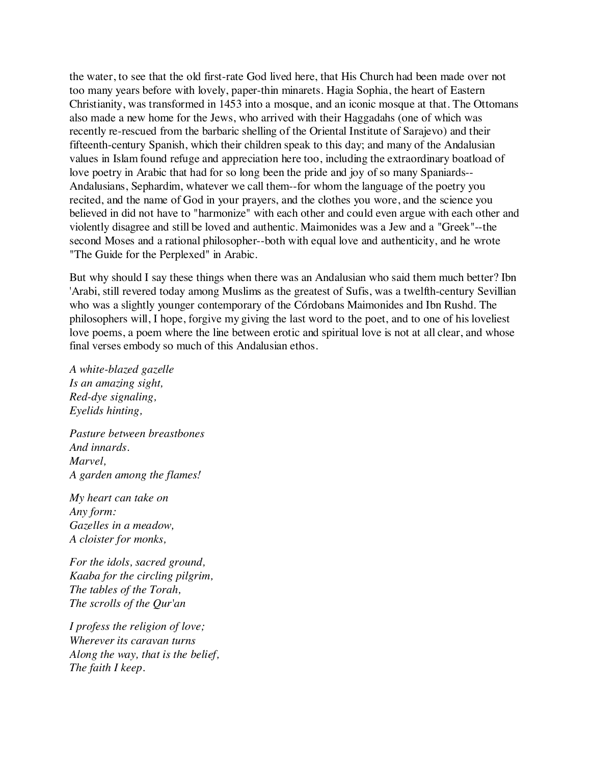the water, to see that the old first-rate God lived here, that His Church had been made over not too many years before with lovely, paper-thin minarets. Hagia Sophia, the heart of Eastern Christianity, was transformed in 1453 into a mosque, and an iconic mosque at that. The Ottomans also made a new home for the Jews, who arrived with their Haggadahs (one of which was recently re-rescued from the barbaric shelling of the Oriental Institute of Sarajevo) and their fifteenth-century Spanish, which their children speak to this day; and many of the Andalusian values in Islam found refuge and appreciation here too, including the extraordinary boatload of love poetry in Arabic that had for so long been the pride and joy of so many Spaniards--Andalusians, Sephardim, whatever we call them--for whom the language of the poetry you recited, and the name of God in your prayers, and the clothes you wore, and the science you believed in did not have to "harmonize" with each other and could even argue with each other and violently disagree and still be loved and authentic. Maimonides was a Jew and a "Greek"--the second Moses and a rational philosopher--both with equal love and authenticity, and he wrote "The Guide for the Perplexed" in Arabic.

But why should I say these things when there was an Andalusian who said them much better? Ibn 'Arabi, still revered today among Muslims as the greatest of Sufis, was a twelfth-century Sevillian who was a slightly younger contemporary of the Córdobans Maimonides and Ibn Rushd. The philosophers will, I hope, forgive my giving the last word to the poet, and to one of his loveliest love poems, a poem where the line between erotic and spiritual love is not at all clear, and whose final verses embody so much of this Andalusian ethos.

*A white-blazed gazelle*
*Is an amazing sight,*
*Red-dye signaling,*
*Eyelids hinting,*

*Pasture between breastbones*
*And innards.*
*Marvel,*
*A garden among the flames!*

*My heart can take on*
*Any form:*
*Gazelles in a meadow,*
*A cloister for monks,*

*For the idols, sacred ground,*
*Kaaba for the circling pilgrim,*
*The tables of the Torah,*
*The scrolls of the Qur'an*

*I profess the religion of love;*
*Wherever its caravan turns*
*Along the way, that is the belief,*
*The faith I keep.*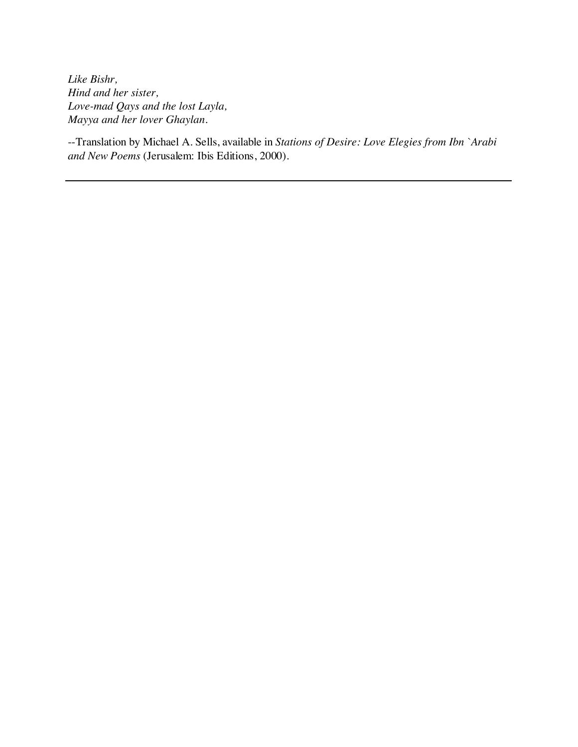*Like Bishr,*
*Hind and her sister,*
*Love-mad Qays and the lost Layla,*
*Mayya and her lover Ghaylan.*

--Translation by Michael A. Sells, available in *Stations of Desire: Love Elegies from Ibn `Arabi and New Poems* (Jerusalem: Ibis Editions, 2000).

---